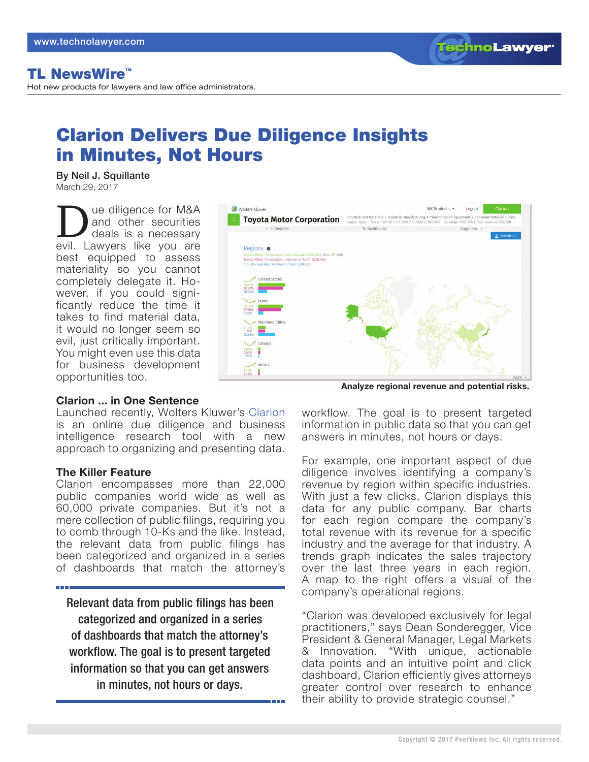# TL NewsWire™

Hot new products for lawyers and law office administrators.

# Clarion Delivers Due Diligence Insights in Minutes, Not Hours

**By Neil J. Squillante**
March 29, 2017

Due diligence for M&A and other securities deals is a necessary evil. Lawyers like you are best equipped to assess materiality so you cannot completely delegate it. However, if you could significantly reduce the time it takes to find material data, it would no longer seem so evil, just critically important. You might even use this data for business development opportunities too.

**Analyze regional revenue and potential risks.**

### Clarion ... in One Sentence

Launched recently, Wolters Kluwer's Clarion is an online due diligence and business intelligence research tool with a new approach to organizing and presenting data.

### The Killer Feature

Clarion encompasses more than 22,000 public companies world wide as well as 60,000 private companies. But it's not a mere collection of public filings, requiring you to comb through 10-Ks and the like. Instead, the relevant data from public filings has been categorized and organized in a series of dashboards that match the attorney's workflow. The goal is to present targeted information in public data so that you can get answers in minutes, not hours or days.

> Relevant data from public filings has been categorized and organized in a series of dashboards that match the attorney's workflow. The goal is to present targeted information so that you can get answers in minutes, not hours or days.

For example, one important aspect of due diligence involves identifying a company's revenue by region within specific industries. With just a few clicks, Clarion displays this data for any public company. Bar charts for each region compare the company's total revenue with its revenue for a specific industry and the average for that industry. A trends graph indicates the sales trajectory over the last three years in each region. A map to the right offers a visual of the company's operational regions.

"Clarion was developed exclusively for legal practitioners," says Dean Sonderegger, Vice President & General Manager, Legal Markets & Innovation. "With unique, actionable data points and an intuitive point and click dashboard, Clarion efficiently gives attorneys greater control over research to enhance their ability to provide strategic counsel."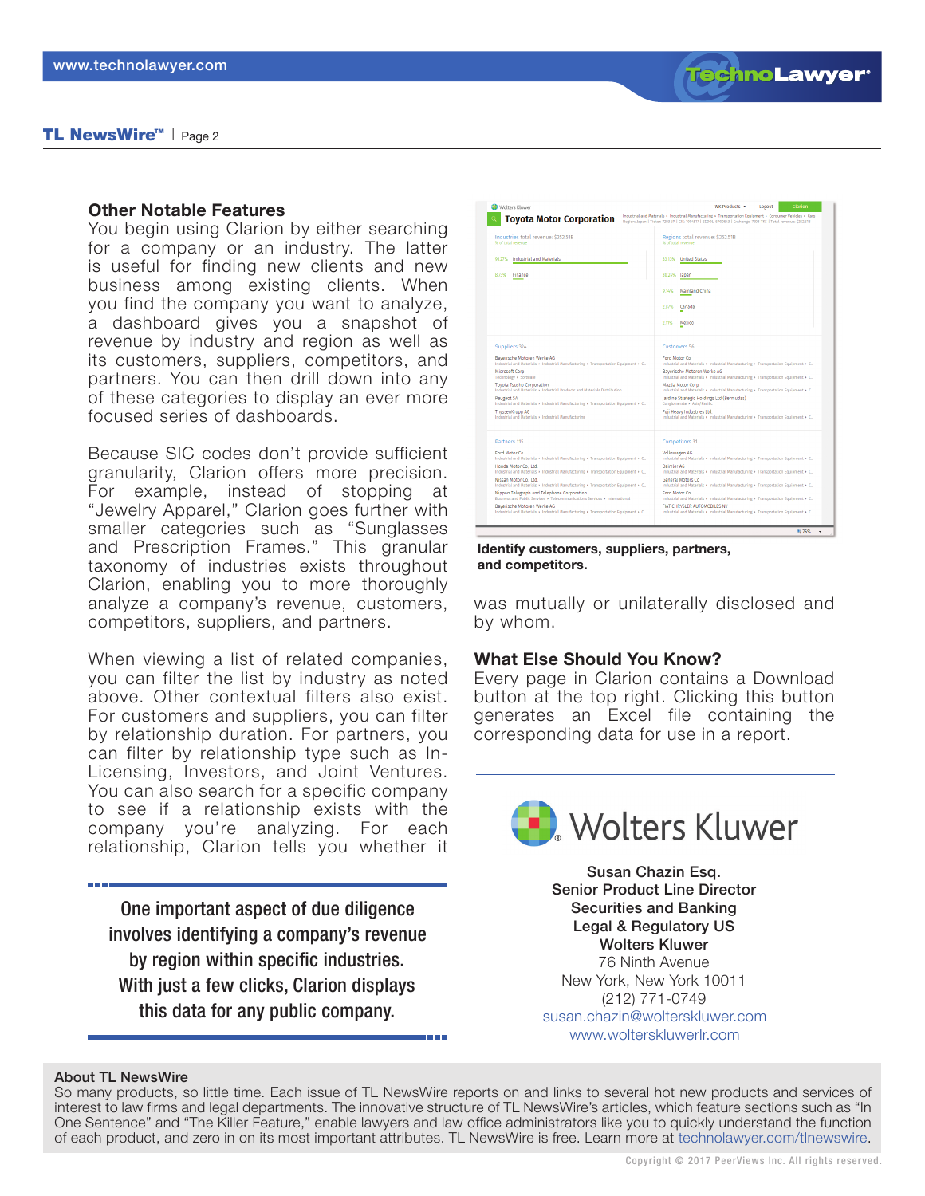## Other Notable Features

You begin using Clarion by either searching for a company or an industry. The latter is useful for finding new clients and new business among existing clients. When you find the company you want to analyze, a dashboard gives you a snapshot of revenue by industry and region as well as its customers, suppliers, competitors, and partners. You can then drill down into any of these categories to display an ever more focused series of dashboards.

Because SIC codes don't provide sufficient granularity, Clarion offers more precision. For example, instead of stopping at "Jewelry Apparel," Clarion goes further with smaller categories such as "Sunglasses and Prescription Frames." This granular taxonomy of industries exists throughout Clarion, enabling you to more thoroughly analyze a company's revenue, customers, competitors, suppliers, and partners.

When viewing a list of related companies, you can filter the list by industry as noted above. Other contextual filters also exist. For customers and suppliers, you can filter by relationship duration. For partners, you can filter by relationship type such as In-Licensing, Investors, and Joint Ventures. You can also search for a specific company to see if a relationship exists with the company you're analyzing. For each relationship, Clarion tells you whether it was mutually or unilaterally disclosed and by whom.

> One important aspect of due diligence involves identifying a company's revenue by region within specific industries. With just a few clicks, Clarion displays this data for any public company.

**Identify customers, suppliers, partners, and competitors.**

## What Else Should You Know?

Every page in Clarion contains a Download button at the top right. Clicking this button generates an Excel file containing the corresponding data for use in a report.

---

Wolters Kluwer

**Susan Chazin Esq.**
**Senior Product Line Director**
**Securities and Banking**
**Legal & Regulatory US**
**Wolters Kluwer**
76 Ninth Avenue
New York, New York 10011
(212) 771-0749
susan.chazin@wolterskluwer.com
www.wolterskluwerlr.com

### About TL NewsWire

So many products, so little time. Each issue of TL NewsWire reports on and links to several hot new products and services of interest to law firms and legal departments. The innovative structure of TL NewsWire's articles, which feature sections such as "In One Sentence" and "The Killer Feature," enable lawyers and law office administrators like you to quickly understand the function of each product, and zero in on its most important attributes. TL NewsWire is free. Learn more at technolawyer.com/tlnewswire.

Copyright © 2017 PeerViews Inc. All rights reserved.